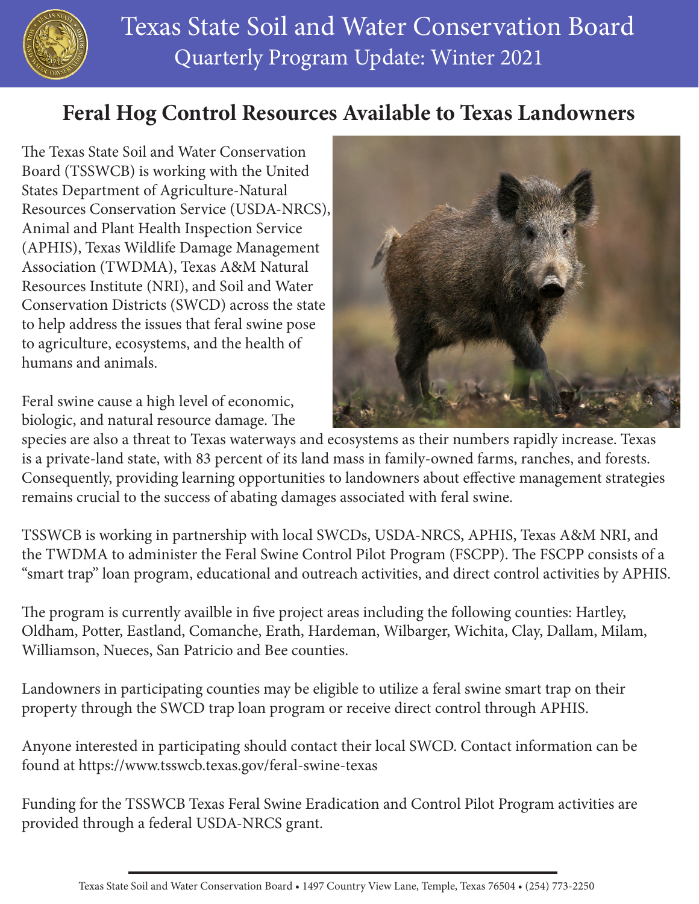# Texas State Soil and Water Conservation Board

## Quarterly Program Update: Winter 2021

## Feral Hog Control Resources Available to Texas Landowners

The Texas State Soil and Water Conservation Board (TSSWCB) is working with the United States Department of Agriculture-Natural Resources Conservation Service (USDA-NRCS), Animal and Plant Health Inspection Service (APHIS), Texas Wildlife Damage Management Association (TWDMA), Texas A&M Natural Resources Institute (NRI), and Soil and Water Conservation Districts (SWCD) across the state to help address the issues that feral swine pose to agriculture, ecosystems, and the health of humans and animals.

Feral swine cause a high level of economic, biologic, and natural resource damage. The species are also a threat to Texas waterways and ecosystems as their numbers rapidly increase. Texas is a private-land state, with 83 percent of its land mass in family-owned farms, ranches, and forests. Consequently, providing learning opportunities to landowners about effective management strategies remains crucial to the success of abating damages associated with feral swine.

TSSWCB is working in partnership with local SWCDs, USDA-NRCS, APHIS, Texas A&M NRI, and the TWDMA to administer the Feral Swine Control Pilot Program (FSCPP). The FSCPP consists of a "smart trap" loan program, educational and outreach activities, and direct control activities by APHIS.

The program is currently availble in five project areas including the following counties: Hartley, Oldham, Potter, Eastland, Comanche, Erath, Hardeman, Wilbarger, Wichita, Clay, Dallam, Milam, Williamson, Nueces, San Patricio and Bee counties.

Landowners in participating counties may be eligible to utilize a feral swine smart trap on their property through the SWCD trap loan program or receive direct control through APHIS.

Anyone interested in participating should contact their local SWCD. Contact information can be found at https://www.tsswcb.texas.gov/feral-swine-texas

Funding for the TSSWCB Texas Feral Swine Eradication and Control Pilot Program activities are provided through a federal USDA-NRCS grant.

Texas State Soil and Water Conservation Board • 1497 Country View Lane, Temple, Texas 76504 • (254) 773-2250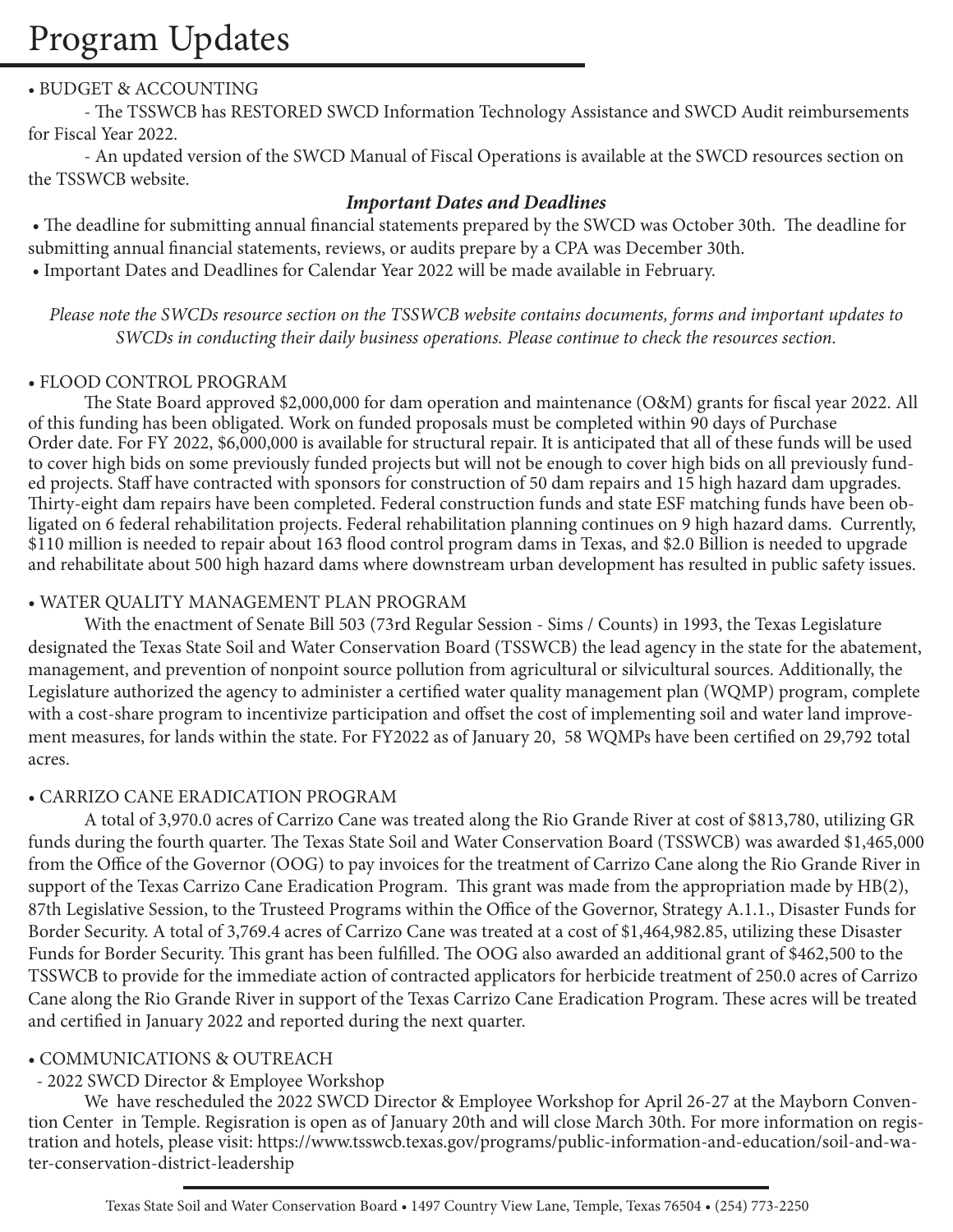# Program Updates

• BUDGET & ACCOUNTING

- The TSSWCB has RESTORED SWCD Information Technology Assistance and SWCD Audit reimbursements for Fiscal Year 2022.
- An updated version of the SWCD Manual of Fiscal Operations is available at the SWCD resources section on the TSSWCB website.

***Important Dates and Deadlines***

- The deadline for submitting annual financial statements prepared by the SWCD was October 30th. The deadline for submitting annual financial statements, reviews, or audits prepare by a CPA was December 30th.
- Important Dates and Deadlines for Calendar Year 2022 will be made available in February.

*Please note the SWCDs resource section on the TSSWCB website contains documents, forms and important updates to SWCDs in conducting their daily business operations. Please continue to check the resources section.*

• FLOOD CONTROL PROGRAM

The State Board approved $2,000,000 for dam operation and maintenance (O&M) grants for fiscal year 2022. All of this funding has been obligated. Work on funded proposals must be completed within 90 days of Purchase Order date. For FY 2022, $6,000,000 is available for structural repair. It is anticipated that all of these funds will be used to cover high bids on some previously funded projects but will not be enough to cover high bids on all previously funded projects. Staff have contracted with sponsors for construction of 50 dam repairs and 15 high hazard dam upgrades. Thirty-eight dam repairs have been completed. Federal construction funds and state ESF matching funds have been obligated on 6 federal rehabilitation projects. Federal rehabilitation planning continues on 9 high hazard dams. Currently, $110 million is needed to repair about 163 flood control program dams in Texas, and $2.0 Billion is needed to upgrade and rehabilitate about 500 high hazard dams where downstream urban development has resulted in public safety issues.

• WATER QUALITY MANAGEMENT PLAN PROGRAM

With the enactment of Senate Bill 503 (73rd Regular Session - Sims / Counts) in 1993, the Texas Legislature designated the Texas State Soil and Water Conservation Board (TSSWCB) the lead agency in the state for the abatement, management, and prevention of nonpoint source pollution from agricultural or silvicultural sources. Additionally, the Legislature authorized the agency to administer a certified water quality management plan (WQMP) program, complete with a cost-share program to incentivize participation and offset the cost of implementing soil and water land improvement measures, for lands within the state. For FY2022 as of January 20, 58 WQMPs have been certified on 29,792 total acres.

• CARRIZO CANE ERADICATION PROGRAM

A total of 3,970.0 acres of Carrizo Cane was treated along the Rio Grande River at cost of $813,780, utilizing GR funds during the fourth quarter. The Texas State Soil and Water Conservation Board (TSSWCB) was awarded $1,465,000 from the Office of the Governor (OOG) to pay invoices for the treatment of Carrizo Cane along the Rio Grande River in support of the Texas Carrizo Cane Eradication Program. This grant was made from the appropriation made by HB(2), 87th Legislative Session, to the Trusteed Programs within the Office of the Governor, Strategy A.1.1., Disaster Funds for Border Security. A total of 3,769.4 acres of Carrizo Cane was treated at a cost of $1,464,982.85, utilizing these Disaster Funds for Border Security. This grant has been fulfilled. The OOG also awarded an additional grant of $462,500 to the TSSWCB to provide for the immediate action of contracted applicators for herbicide treatment of 250.0 acres of Carrizo Cane along the Rio Grande River in support of the Texas Carrizo Cane Eradication Program. These acres will be treated and certified in January 2022 and reported during the next quarter.

• COMMUNICATIONS & OUTREACH

- 2022 SWCD Director & Employee Workshop

We have rescheduled the 2022 SWCD Director & Employee Workshop for April 26-27 at the Mayborn Convention Center in Temple. Regisration is open as of January 20th and will close March 30th. For more information on registration and hotels, please visit: https://www.tsswcb.texas.gov/programs/public-information-and-education/soil-and-water-conservation-district-leadership